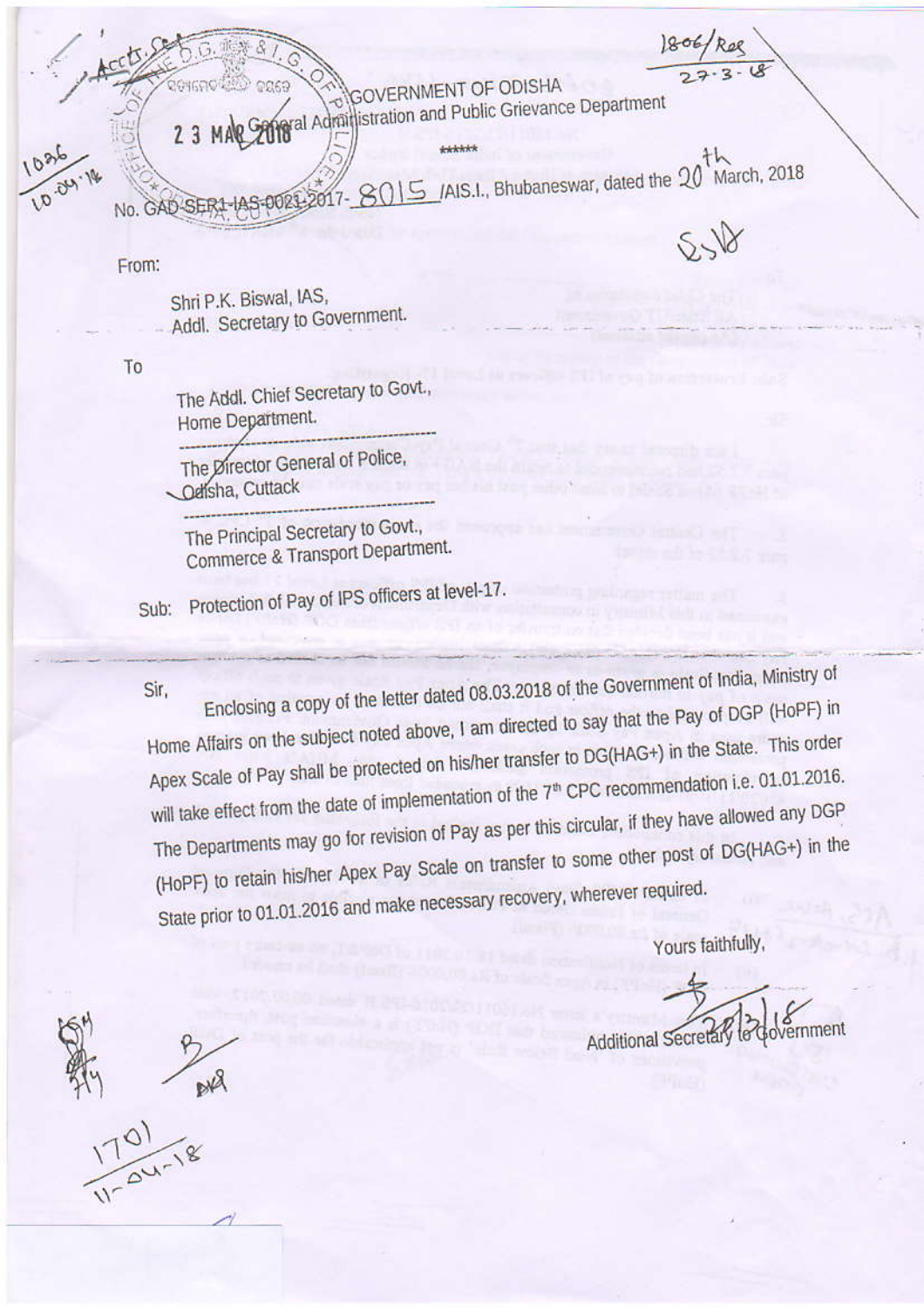GOVERNMENT OF ODISHA
General Administration and Public Grievance Department

******

No. GAD-SER1-IAS-0021-2017- 8015 /AIS.I., Bhubaneswar, dated the 20th March, 2018

From:

Shri P.K. Biswal, IAS,
Addl. Secretary to Government.

To

The Addl. Chief Secretary to Govt.,
Home Department.

The Director General of Police,
Odisha, Cuttack

The Principal Secretary to Govt.,
Commerce & Transport Department.

Sub: Protection of Pay of IPS officers at level-17.

Sir,

Enclosing a copy of the letter dated 08.03.2018 of the Government of India, Ministry of Home Affairs on the subject noted above, I am directed to say that the Pay of DGP (HoPF) in Apex Scale of Pay shall be protected on his/her transfer to DG(HAG+) in the State. This order will take effect from the date of implementation of the 7th CPC recommendation i.e. 01.01.2016. The Departments may go for revision of Pay as per this circular, if they have allowed any DGP (HoPF) to retain his/her Apex Pay Scale on transfer to some other post of DG(HAG+) in the State prior to 01.01.2016 and make necessary recovery, wherever required.

Yours faithfully,

20/3/18
Additional Secretary to Government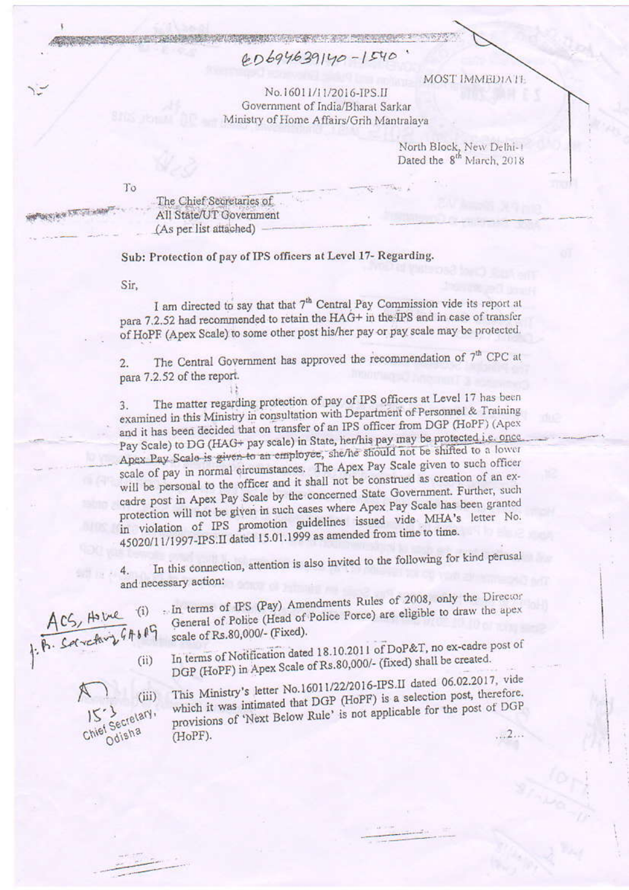ED6946391140-1540

MOST IMMEDIATE

No.16011/11/2016-IPS.II
Government of India/Bharat Sarkar
Ministry of Home Affairs/Grih Mantralaya

North Block, New Delhi-1
Dated the 8th March, 2018

To

The Chief Secretaries of
All State/UT Government
(As per list attached)

**Sub: Protection of pay of IPS officers at Level 17- Regarding.**

Sir,

I am directed to say that that 7th Central Pay Commission vide its report at para 7.2.52 had recommended to retain the HAG+ in the IPS and in case of transfer of HoPF (Apex Scale) to some other post his/her pay or pay scale may be protected.

2. The Central Government has approved the recommendation of 7th CPC at para 7.2.52 of the report.

3. The matter regarding protection of pay of IPS officers at Level 17 has been examined in this Ministry in consultation with Department of Personnel & Training and it has been decided that on transfer of an IPS officer from DGP (HoPF) (Apex Pay Scale) to DG (HAG+ pay scale) in State, her/his pay may be protected i.e. once Apex Pay Scale is given to an employee, she/he should not be shifted to a lower scale of pay in normal circumstances. The Apex Pay Scale given to such officer will be personal to the officer and it shall not be construed as creation of an ex-cadre post in Apex Pay Scale by the concerned State Government. Further, such protection will not be given in such cases where Apex Pay Scale has been granted in violation of IPS promotion guidelines issued vide MHA's letter No. 45020/11/1997-IPS.II dated 15.01.1999 as amended from time to time.

4. In this connection, attention is also invited to the following for kind perusal and necessary action:

(i) In terms of IPS (Pay) Amendments Rules of 2008, only the Director General of Police (Head of Police Force) are eligible to draw the apex scale of Rs.80,000/- (Fixed).

(ii) In terms of Notification dated 18.10.2011 of DoP&T, no ex-cadre post of DGP (HoPF) in Apex Scale of Rs.80,000/- (fixed) shall be created.

(iii) This Ministry's letter No.16011/22/2016-IPS.II dated 06.02.2017, vide which it was intimated that DGP (HoPF) is a selection post, therefore, provisions of 'Next Below Rule' is not applicable for the post of DGP (HoPF).

...2...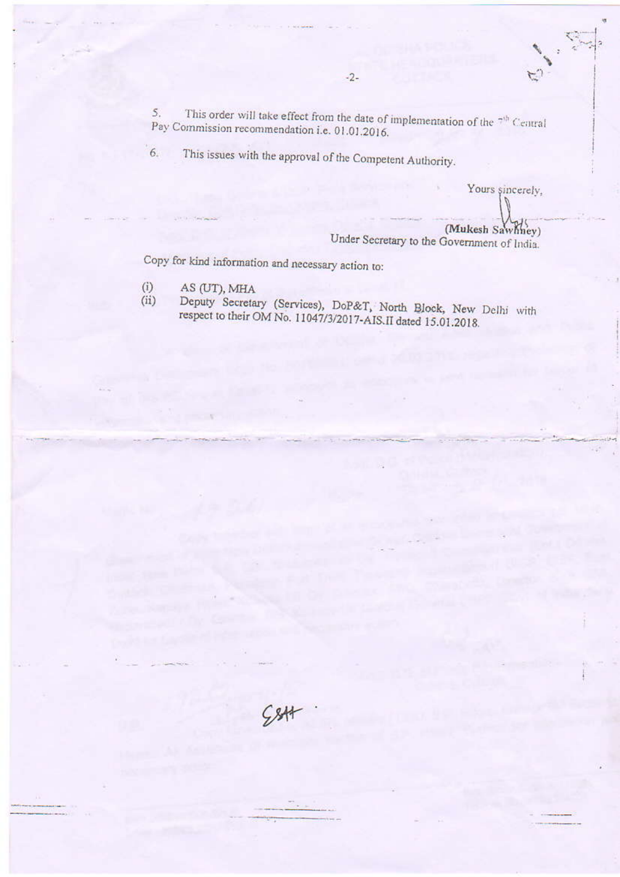5. This order will take effect from the date of implementation of the 7th Central Pay Commission recommendation i.e. 01.01.2016.

6. This issues with the approval of the Competent Authority.

Yours sincerely,

(Mukesh Sawhney)
Under Secretary to the Government of India.

Copy for kind information and necessary action to:

(i) AS (UT), MHA
(ii) Deputy Secretary (Services), DoP&T, North Block, New Delhi with respect to their OM No. 11047/3/2017-AIS.II dated 15.01.2018.